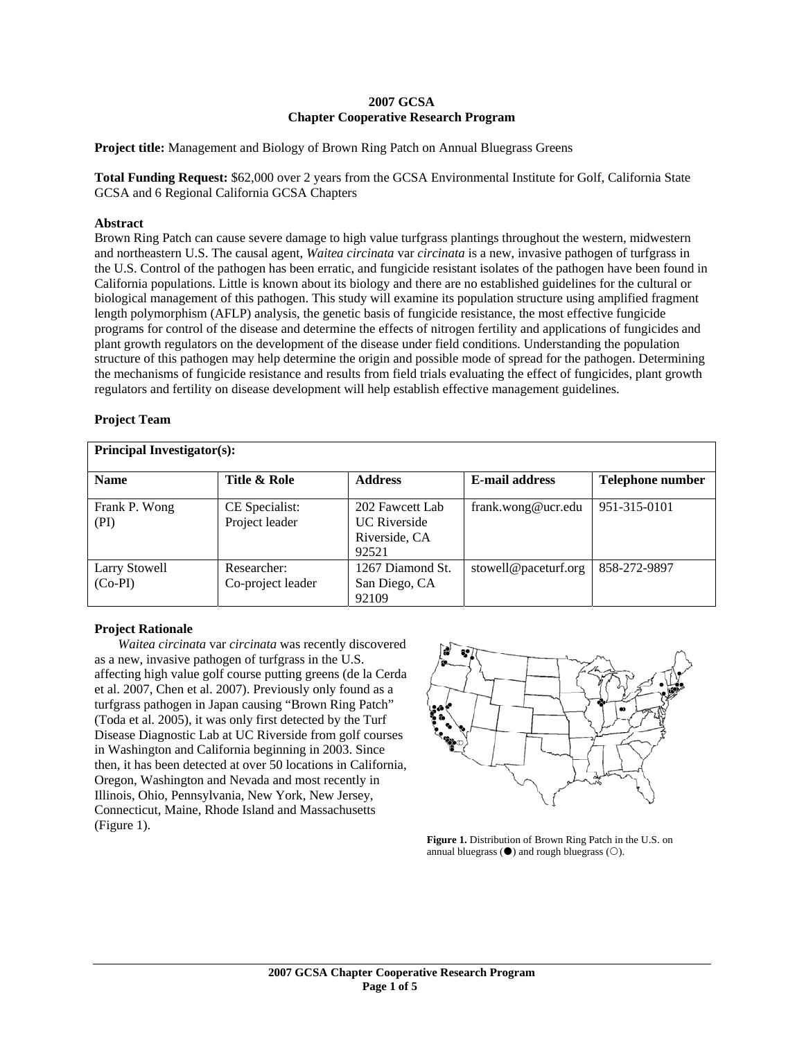**2007 GCSA**
**Chapter Cooperative Research Program**

**Project title:** Management and Biology of Brown Ring Patch on Annual Bluegrass Greens

**Total Funding Request:** $62,000 over 2 years from the GCSA Environmental Institute for Golf, California State GCSA and 6 Regional California GCSA Chapters

**Abstract**

Brown Ring Patch can cause severe damage to high value turfgrass plantings throughout the western, midwestern and northeastern U.S. The causal agent, *Waitea circinata* var *circinata* is a new, invasive pathogen of turfgrass in the U.S. Control of the pathogen has been erratic, and fungicide resistant isolates of the pathogen have been found in California populations. Little is known about its biology and there are no established guidelines for the cultural or biological management of this pathogen. This study will examine its population structure using amplified fragment length polymorphism (AFLP) analysis, the genetic basis of fungicide resistance, the most effective fungicide programs for control of the disease and determine the effects of nitrogen fertility and applications of fungicides and plant growth regulators on the development of the disease under field conditions. Understanding the population structure of this pathogen may help determine the origin and possible mode of spread for the pathogen. Determining the mechanisms of fungicide resistance and results from field trials evaluating the effect of fungicides, plant growth regulators and fertility on disease development will help establish effective management guidelines.

**Project Team**

**Principal Investigator(s):**

| Name | Title & Role | Address | E-mail address | Telephone number |
|---|---|---|---|---|
| Frank P. Wong (PI) | CE Specialist: Project leader | 202 Fawcett Lab UC Riverside Riverside, CA 92521 | frank.wong@ucr.edu | 951-315-0101 |
| Larry Stowell (Co-PI) | Researcher: Co-project leader | 1267 Diamond St. San Diego, CA 92109 | stowell@paceturf.org | 858-272-9897 |

**Project Rationale**

*Waitea circinata* var *circinata* was recently discovered as a new, invasive pathogen of turfgrass in the U.S. affecting high value golf course putting greens (de la Cerda et al. 2007, Chen et al. 2007). Previously only found as a turfgrass pathogen in Japan causing "Brown Ring Patch" (Toda et al. 2005), it was only first detected by the Turf Disease Diagnostic Lab at UC Riverside from golf courses in Washington and California beginning in 2003. Since then, it has been detected at over 50 locations in California, Oregon, Washington and Nevada and most recently in Illinois, Ohio, Pennsylvania, New York, New Jersey, Connecticut, Maine, Rhode Island and Massachusetts (Figure 1).

**Figure 1.** Distribution of Brown Ring Patch in the U.S. on annual bluegrass (●) and rough bluegrass (○).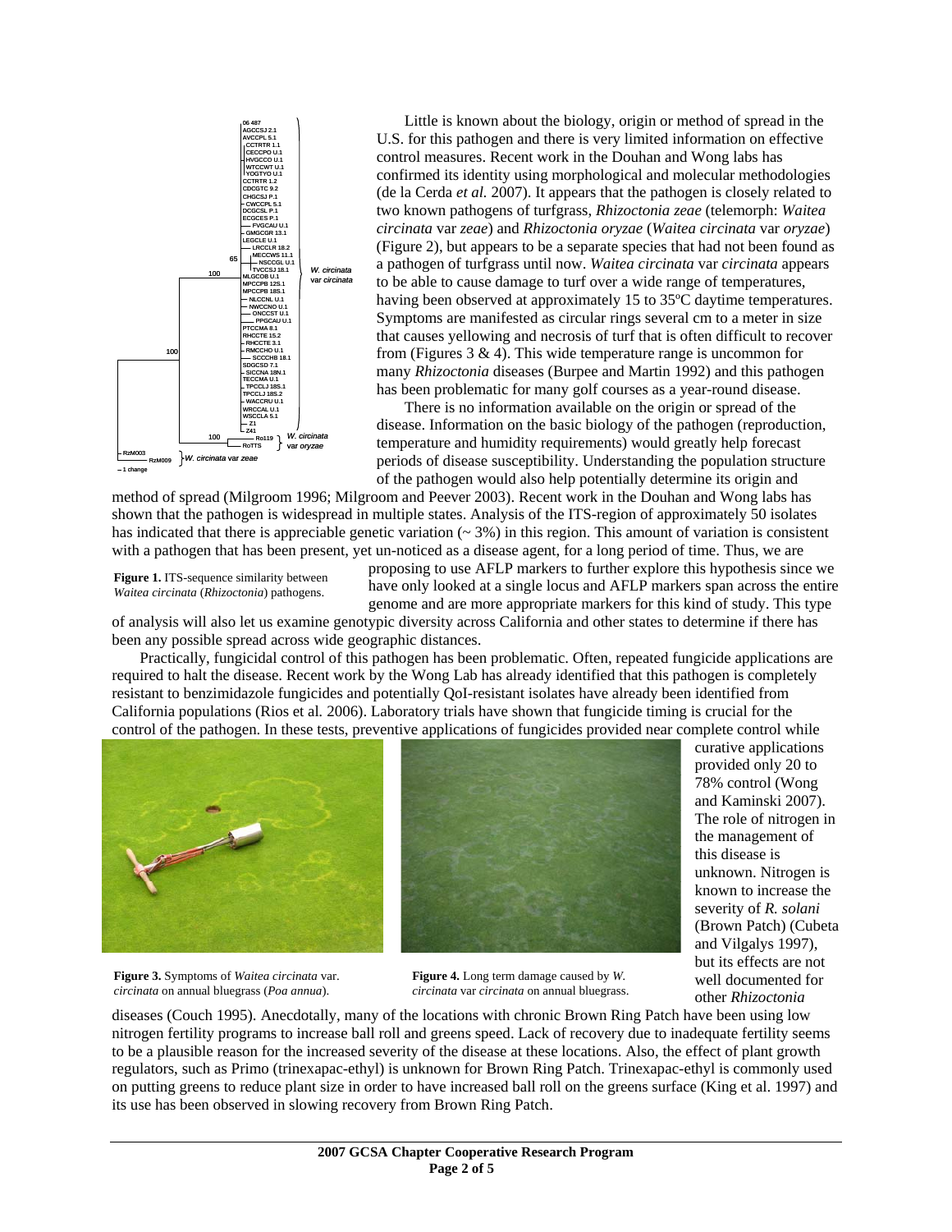Little is known about the biology, origin or method of spread in the U.S. for this pathogen and there is very limited information on effective control measures. Recent work in the Douhan and Wong labs has confirmed its identity using morphological and molecular methodologies (de la Cerda *et al.* 2007). It appears that the pathogen is closely related to two known pathogens of turfgrass, *Rhizoctonia zeae* (telemorph: *Waitea circinata* var *zeae*) and *Rhizoctonia oryzae* (*Waitea circinata* var *oryzae*) (Figure 2), but appears to be a separate species that had not been found as a pathogen of turfgrass until now. *Waitea circinata* var *circinata* appears to be able to cause damage to turf over a wide range of temperatures, having been observed at approximately 15 to 35ºC daytime temperatures. Symptoms are manifested as circular rings several cm to a meter in size that causes yellowing and necrosis of turf that is often difficult to recover from (Figures 3 & 4). This wide temperature range is uncommon for many *Rhizoctonia* diseases (Burpee and Martin 1992) and this pathogen has been problematic for many golf courses as a year-round disease.

There is no information available on the origin or spread of the disease. Information on the basic biology of the pathogen (reproduction, temperature and humidity requirements) would greatly help forecast periods of disease susceptibility. Understanding the population structure of the pathogen would also help potentially determine its origin and method of spread (Milgroom 1996; Milgroom and Peever 2003). Recent work in the Douhan and Wong labs has shown that the pathogen is widespread in multiple states. Analysis of the ITS-region of approximately 50 isolates has indicated that there is appreciable genetic variation (~ 3%) in this region. This amount of variation is consistent with a pathogen that has been present, yet un-noticed as a disease agent, for a long period of time. Thus, we are proposing to use AFLP markers to further explore this hypothesis since we have only looked at a single locus and AFLP markers span across the entire genome and are more appropriate markers for this kind of study. This type of analysis will also let us examine genotypic diversity across California and other states to determine if there has been any possible spread across wide geographic distances.

**Figure 1.** ITS-sequence similarity between *Waitea circinata* (*Rhizoctonia*) pathogens.

Practically, fungicidal control of this pathogen has been problematic. Often, repeated fungicide applications are required to halt the disease. Recent work by the Wong Lab has already identified that this pathogen is completely resistant to benzimidazole fungicides and potentially QoI-resistant isolates have already been identified from California populations (Rios et al*.* 2006). Laboratory trials have shown that fungicide timing is crucial for the control of the pathogen. In these tests, preventive applications of fungicides provided near complete control while curative applications provided only 20 to 78% control (Wong and Kaminski 2007). The role of nitrogen in the management of this disease is unknown. Nitrogen is known to increase the severity of *R. solani* (Brown Patch) (Cubeta and Vilgalys 1997), but its effects are not well documented for other *Rhizoctonia* diseases (Couch 1995). Anecdotally, many of the locations with chronic Brown Ring Patch have been using low nitrogen fertility programs to increase ball roll and greens speed. Lack of recovery due to inadequate fertility seems to be a plausible reason for the increased severity of the disease at these locations. Also, the effect of plant growth regulators, such as Primo (trinexapac-ethyl) is unknown for Brown Ring Patch. Trinexapac-ethyl is commonly used on putting greens to reduce plant size in order to have increased ball roll on the greens surface (King et al. 1997) and its use has been observed in slowing recovery from Brown Ring Patch.

**Figure 3.** Symptoms of *Waitea circinata* var. *circinata* on annual bluegrass (*Poa annua*).

**Figure 4.** Long term damage caused by *W. circinata* var *circinata* on annual bluegrass.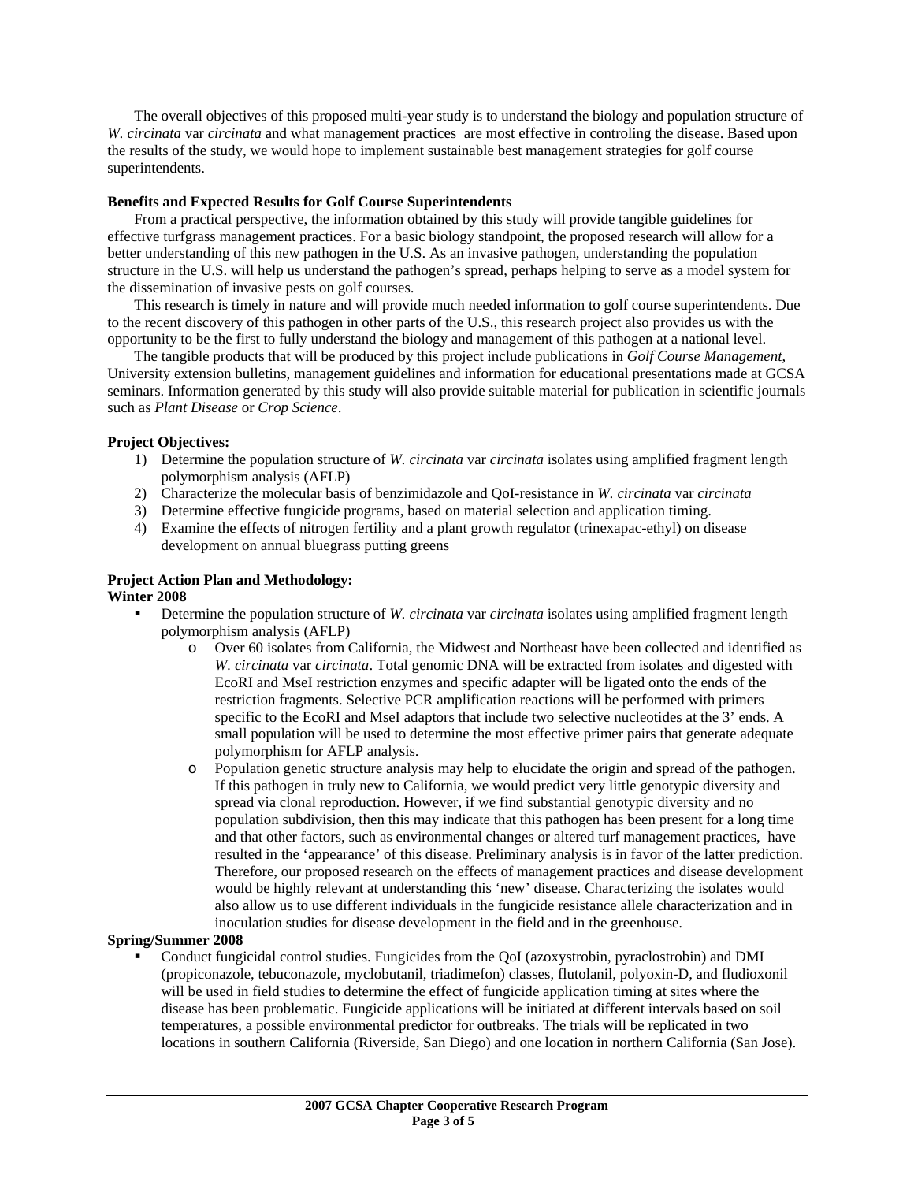The overall objectives of this proposed multi-year study is to understand the biology and population structure of *W. circinata* var *circinata* and what management practices are most effective in controling the disease. Based upon the results of the study, we would hope to implement sustainable best management strategies for golf course superintendents.

**Benefits and Expected Results for Golf Course Superintendents**

From a practical perspective, the information obtained by this study will provide tangible guidelines for effective turfgrass management practices. For a basic biology standpoint, the proposed research will allow for a better understanding of this new pathogen in the U.S. As an invasive pathogen, understanding the population structure in the U.S. will help us understand the pathogen's spread, perhaps helping to serve as a model system for the dissemination of invasive pests on golf courses.

This research is timely in nature and will provide much needed information to golf course superintendents. Due to the recent discovery of this pathogen in other parts of the U.S., this research project also provides us with the opportunity to be the first to fully understand the biology and management of this pathogen at a national level.

The tangible products that will be produced by this project include publications in *Golf Course Management*, University extension bulletins, management guidelines and information for educational presentations made at GCSA seminars. Information generated by this study will also provide suitable material for publication in scientific journals such as *Plant Disease* or *Crop Science*.

**Project Objectives:**

1) Determine the population structure of *W. circinata* var *circinata* isolates using amplified fragment length polymorphism analysis (AFLP)
2) Characterize the molecular basis of benzimidazole and QoI-resistance in *W. circinata* var *circinata*
3) Determine effective fungicide programs, based on material selection and application timing.
4) Examine the effects of nitrogen fertility and a plant growth regulator (trinexapac-ethyl) on disease development on annual bluegrass putting greens

**Project Action Plan and Methodology:**

**Winter 2008**

- Determine the population structure of *W. circinata* var *circinata* isolates using amplified fragment length polymorphism analysis (AFLP)
  - Over 60 isolates from California, the Midwest and Northeast have been collected and identified as *W. circinata* var *circinata*. Total genomic DNA will be extracted from isolates and digested with EcoRI and MseI restriction enzymes and specific adapter will be ligated onto the ends of the restriction fragments. Selective PCR amplification reactions will be performed with primers specific to the EcoRI and MseI adaptors that include two selective nucleotides at the 3' ends. A small population will be used to determine the most effective primer pairs that generate adequate polymorphism for AFLP analysis.
  - Population genetic structure analysis may help to elucidate the origin and spread of the pathogen. If this pathogen in truly new to California, we would predict very little genotypic diversity and spread via clonal reproduction. However, if we find substantial genotypic diversity and no population subdivision, then this may indicate that this pathogen has been present for a long time and that other factors, such as environmental changes or altered turf management practices, have resulted in the 'appearance' of this disease. Preliminary analysis is in favor of the latter prediction. Therefore, our proposed research on the effects of management practices and disease development would be highly relevant at understanding this 'new' disease. Characterizing the isolates would also allow us to use different individuals in the fungicide resistance allele characterization and in inoculation studies for disease development in the field and in the greenhouse.

**Spring/Summer 2008**

- Conduct fungicidal control studies. Fungicides from the QoI (azoxystrobin, pyraclostrobin) and DMI (propiconazole, tebuconazole, myclobutanil, triadimefon) classes, flutolanil, polyoxin-D, and fludioxonil will be used in field studies to determine the effect of fungicide application timing at sites where the disease has been problematic. Fungicide applications will be initiated at different intervals based on soil temperatures, a possible environmental predictor for outbreaks. The trials will be replicated in two locations in southern California (Riverside, San Diego) and one location in northern California (San Jose).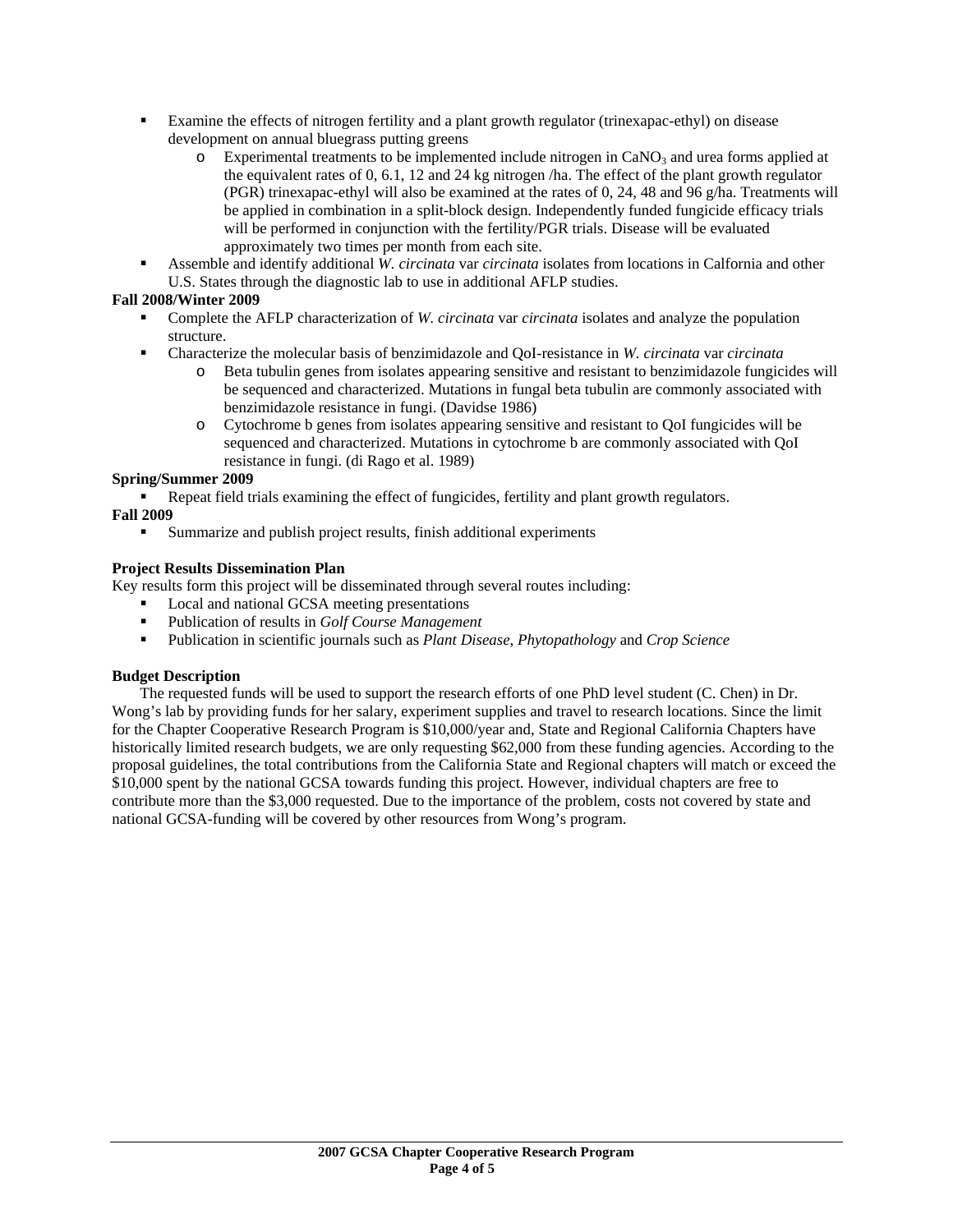- Examine the effects of nitrogen fertility and a plant growth regulator (trinexapac-ethyl) on disease development on annual bluegrass putting greens
    - Experimental treatments to be implemented include nitrogen in $CaNO_3$ and urea forms applied at the equivalent rates of 0, 6.1, 12 and 24 kg nitrogen /ha. The effect of the plant growth regulator (PGR) trinexapac-ethyl will also be examined at the rates of 0, 24, 48 and 96 g/ha. Treatments will be applied in combination in a split-block design. Independently funded fungicide efficacy trials will be performed in conjunction with the fertility/PGR trials. Disease will be evaluated approximately two times per month from each site.
- Assemble and identify additional *W. circinata* var *circinata* isolates from locations in Calfornia and other U.S. States through the diagnostic lab to use in additional AFLP studies.

**Fall 2008/Winter 2009**

- Complete the AFLP characterization of *W. circinata* var *circinata* isolates and analyze the population structure.
- Characterize the molecular basis of benzimidazole and QoI-resistance in *W. circinata* var *circinata*
    - Beta tubulin genes from isolates appearing sensitive and resistant to benzimidazole fungicides will be sequenced and characterized. Mutations in fungal beta tubulin are commonly associated with benzimidazole resistance in fungi. (Davidse 1986)
    - Cytochrome b genes from isolates appearing sensitive and resistant to QoI fungicides will be sequenced and characterized. Mutations in cytochrome b are commonly associated with QoI resistance in fungi. (di Rago et al. 1989)

**Spring/Summer 2009**

- Repeat field trials examining the effect of fungicides, fertility and plant growth regulators.

**Fall 2009**

- Summarize and publish project results, finish additional experiments

**Project Results Dissemination Plan**

Key results form this project will be disseminated through several routes including:

- Local and national GCSA meeting presentations
- Publication of results in *Golf Course Management*
- Publication in scientific journals such as *Plant Disease*, *Phytopathology* and *Crop Science*

**Budget Description**

The requested funds will be used to support the research efforts of one PhD level student (C. Chen) in Dr. Wong's lab by providing funds for her salary, experiment supplies and travel to research locations. Since the limit for the Chapter Cooperative Research Program is \$10,000/year and, State and Regional California Chapters have historically limited research budgets, we are only requesting \$62,000 from these funding agencies. According to the proposal guidelines, the total contributions from the California State and Regional chapters will match or exceed the \$10,000 spent by the national GCSA towards funding this project. However, individual chapters are free to contribute more than the \$3,000 requested. Due to the importance of the problem, costs not covered by state and national GCSA-funding will be covered by other resources from Wong's program.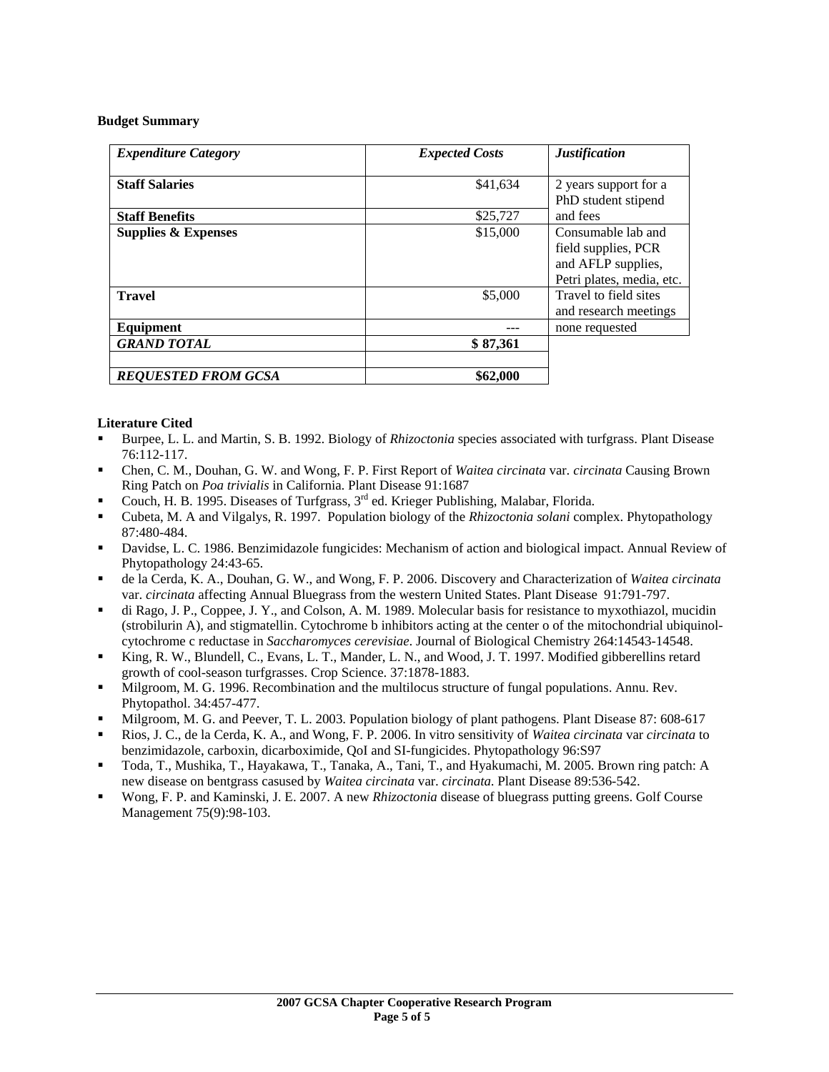**Budget Summary**

| ***Expenditure Category*** | ***Expected Costs*** | ***Justification*** |
| --- | --- | --- |
| **Staff Salaries** | $41,634 | 2 years support for a PhD student stipend and fees |
| **Staff Benefits** | $25,727 | |
| **Supplies & Expenses** | $15,000 | Consumable lab and field supplies, PCR and AFLP supplies, Petri plates, media, etc. |
| **Travel** | $5,000 | Travel to field sites and research meetings |
| **Equipment** | --- | none requested |
| ***GRAND TOTAL*** | **$ 87,361** | |
| | | |
| ***REQUESTED FROM GCSA*** | **$62,000** | |

**Literature Cited**

- Burpee, L. L. and Martin, S. B. 1992. Biology of *Rhizoctonia* species associated with turfgrass. Plant Disease 76:112-117.
- Chen, C. M., Douhan, G. W. and Wong, F. P. First Report of *Waitea circinata* var. *circinata* Causing Brown Ring Patch on *Poa trivialis* in California. Plant Disease 91:1687
- Couch, H. B. 1995. Diseases of Turfgrass, 3rd ed. Krieger Publishing, Malabar, Florida.
- Cubeta, M. A and Vilgalys, R. 1997. Population biology of the *Rhizoctonia solani* complex. Phytopathology 87:480-484.
- Davidse, L. C. 1986. Benzimidazole fungicides: Mechanism of action and biological impact. Annual Review of Phytopathology 24:43-65.
- de la Cerda, K. A., Douhan, G. W., and Wong, F. P. 2006. Discovery and Characterization of *Waitea circinata* var. *circinata* affecting Annual Bluegrass from the western United States. Plant Disease 91:791-797.
- di Rago, J. P., Coppee, J. Y., and Colson, A. M. 1989. Molecular basis for resistance to myxothiazol, mucidin (strobilurin A), and stigmatellin. Cytochrome b inhibitors acting at the center o of the mitochondrial ubiquinol-cytochrome c reductase in *Saccharomyces cerevisiae*. Journal of Biological Chemistry 264:14543-14548.
- King, R. W., Blundell, C., Evans, L. T., Mander, L. N., and Wood, J. T. 1997. Modified gibberellins retard growth of cool-season turfgrasses. Crop Science. 37:1878-1883.
- Milgroom, M. G. 1996. Recombination and the multilocus structure of fungal populations. Annu. Rev. Phytopathol. 34:457-477.
- Milgroom, M. G. and Peever, T. L. 2003. Population biology of plant pathogens. Plant Disease 87: 608-617
- Rios, J. C., de la Cerda, K. A., and Wong, F. P. 2006. In vitro sensitivity of *Waitea circinata* var *circinata* to benzimidazole, carboxin, dicarboximide, QoI and SI-fungicides. Phytopathology 96:S97
- Toda, T., Mushika, T., Hayakawa, T., Tanaka, A., Tani, T., and Hyakumachi, M. 2005. Brown ring patch: A new disease on bentgrass casused by *Waitea circinata* var. *circinata*. Plant Disease 89:536-542.
- Wong, F. P. and Kaminski, J. E. 2007. A new *Rhizoctonia* disease of bluegrass putting greens. Golf Course Management 75(9):98-103.